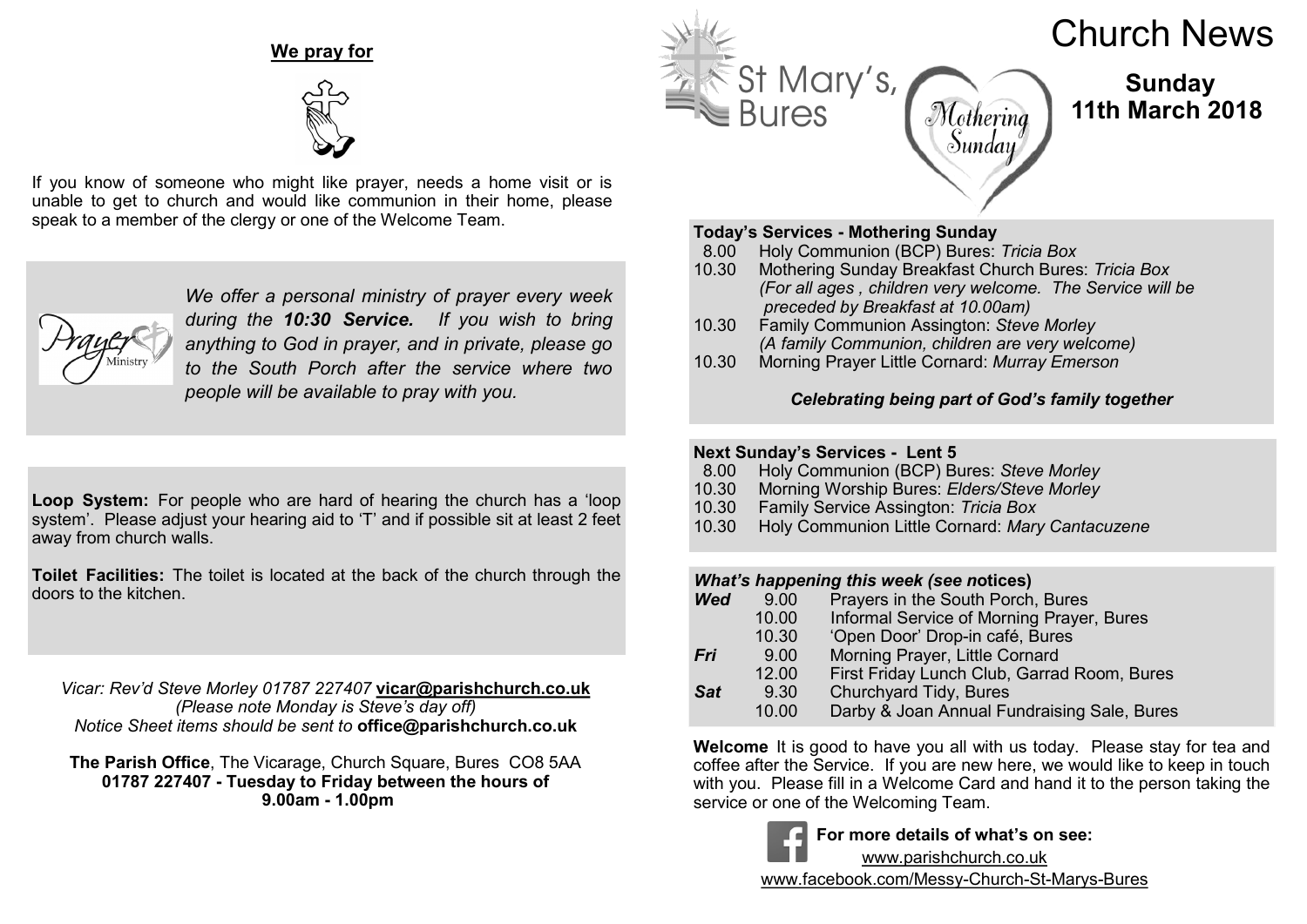## We pray for

If you know of someone who might like prayer, needs a home visit or is unable to get to church and would like communion in their home, please speak to a member of the clergy or one of the Welcome Team.

*We offer a personal ministry of prayer every week during the **10:30 Service.** If you wish to bring anything to God in prayer, and in private, please go to the South Porch after the service where two people will be available to pray with you.*

**Loop System:** For people who are hard of hearing the church has a 'loop system'. Please adjust your hearing aid to 'T' and if possible sit at least 2 feet away from church walls.

**Toilet Facilities:** The toilet is located at the back of the church through the doors to the kitchen.

*Vicar: Rev'd Steve Morley 01787 227407* **vicar@parishchurch.co.uk**
*(Please note Monday is Steve's day off)*
*Notice Sheet items should be sent to* **office@parishchurch.co.uk**

**The Parish Office**, The Vicarage, Church Square, Bures CO8 5AA
**01787 227407 - Tuesday to Friday between the hours of 9.00am - 1.00pm**

# Church News

St Mary's, Bures

Mothering Sunday

## Sunday 11th March 2018

**Today's Services - Mothering Sunday**

- 8.00 Holy Communion (BCP) Bures: *Tricia Box*
- 10.30 Mothering Sunday Breakfast Church Bures: *Tricia Box* *(For all ages , children very welcome. The Service will be preceded by Breakfast at 10.00am)*
- 10.30 Family Communion Assington: *Steve Morley* *(A family Communion, children are very welcome)*
- 10.30 Morning Prayer Little Cornard: *Murray Emerson*

***Celebrating being part of God's family together***

**Next Sunday's Services - Lent 5**

- 8.00 Holy Communion (BCP) Bures: *Steve Morley*
- 10.30 Morning Worship Bures: *Elders/Steve Morley*
- 10.30 Family Service Assington: *Tricia Box*
- 10.30 Holy Communion Little Cornard: *Mary Cantacuzene*

***What's happening this week (see notices)***

| | | |
|---|---|---|
| ***Wed*** | 9.00 | Prayers in the South Porch, Bures |
| | 10.00 | Informal Service of Morning Prayer, Bures |
| | 10.30 | 'Open Door' Drop-in café, Bures |
| ***Fri*** | 9.00 | Morning Prayer, Little Cornard |
| | 12.00 | First Friday Lunch Club, Garrad Room, Bures |
| ***Sat*** | 9.30 | Churchyard Tidy, Bures |
| | 10.00 | Darby & Joan Annual Fundraising Sale, Bures |

**Welcome** It is good to have you all with us today. Please stay for tea and coffee after the Service. If you are new here, we would like to keep in touch with you. Please fill in a Welcome Card and hand it to the person taking the service or one of the Welcoming Team.

**For more details of what's on see:**
www.parishchurch.co.uk
www.facebook.com/Messy-Church-St-Marys-Bures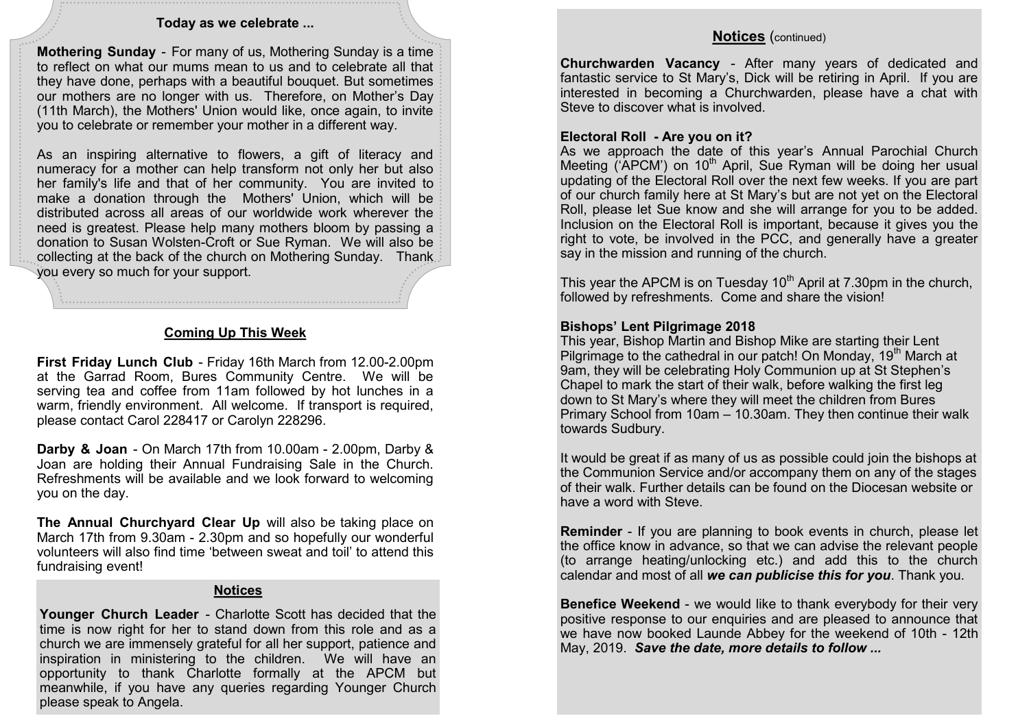**Today as we celebrate ...**

**Mothering Sunday** - For many of us, Mothering Sunday is a time to reflect on what our mums mean to us and to celebrate all that they have done, perhaps with a beautiful bouquet. But sometimes our mothers are no longer with us. Therefore, on Mother's Day (11th March), the Mothers' Union would like, once again, to invite you to celebrate or remember your mother in a different way.

As an inspiring alternative to flowers, a gift of literacy and numeracy for a mother can help transform not only her but also her family's life and that of her community. You are invited to make a donation through the Mothers' Union, which will be distributed across all areas of our worldwide work wherever the need is greatest. Please help many mothers bloom by passing a donation to Susan Wolsten-Croft or Sue Ryman. We will also be collecting at the back of the church on Mothering Sunday. Thank you every so much for your support.

## Coming Up This Week

**First Friday Lunch Club** - Friday 16th March from 12.00-2.00pm at the Garrad Room, Bures Community Centre. We will be serving tea and coffee from 11am followed by hot lunches in a warm, friendly environment. All welcome. If transport is required, please contact Carol 228417 or Carolyn 228296.

**Darby & Joan** - On March 17th from 10.00am - 2.00pm, Darby & Joan are holding their Annual Fundraising Sale in the Church. Refreshments will be available and we look forward to welcoming you on the day.

**The Annual Churchyard Clear Up** will also be taking place on March 17th from 9.30am - 2.30pm and so hopefully our wonderful volunteers will also find time 'between sweat and toil' to attend this fundraising event!

## Notices

**Younger Church Leader** - Charlotte Scott has decided that the time is now right for her to stand down from this role and as a church we are immensely grateful for all her support, patience and inspiration in ministering to the children. We will have an opportunity to thank Charlotte formally at the APCM but meanwhile, if you have any queries regarding Younger Church please speak to Angela.

## Notices (continued)

**Churchwarden Vacancy** - After many years of dedicated and fantastic service to St Mary's, Dick will be retiring in April. If you are interested in becoming a Churchwarden, please have a chat with Steve to discover what is involved.

**Electoral Roll - Are you on it?**
As we approach the date of this year's Annual Parochial Church Meeting ('APCM') on 10th April, Sue Ryman will be doing her usual updating of the Electoral Roll over the next few weeks. If you are part of our church family here at St Mary's but are not yet on the Electoral Roll, please let Sue know and she will arrange for you to be added. Inclusion on the Electoral Roll is important, because it gives you the right to vote, be involved in the PCC, and generally have a greater say in the mission and running of the church.

This year the APCM is on Tuesday 10th April at 7.30pm in the church, followed by refreshments. Come and share the vision!

**Bishops' Lent Pilgrimage 2018**
This year, Bishop Martin and Bishop Mike are starting their Lent Pilgrimage to the cathedral in our patch! On Monday, 19th March at 9am, they will be celebrating Holy Communion up at St Stephen's Chapel to mark the start of their walk, before walking the first leg down to St Mary's where they will meet the children from Bures Primary School from 10am – 10.30am. They then continue their walk towards Sudbury.

It would be great if as many of us as possible could join the bishops at the Communion Service and/or accompany them on any of the stages of their walk. Further details can be found on the Diocesan website or have a word with Steve.

**Reminder** - If you are planning to book events in church, please let the office know in advance, so that we can advise the relevant people (to arrange heating/unlocking etc.) and add this to the church calendar and most of all ***we can publicise this for you***. Thank you.

**Benefice Weekend** - we would like to thank everybody for their very positive response to our enquiries and are pleased to announce that we have now booked Launde Abbey for the weekend of 10th - 12th May, 2019. ***Save the date, more details to follow ...***